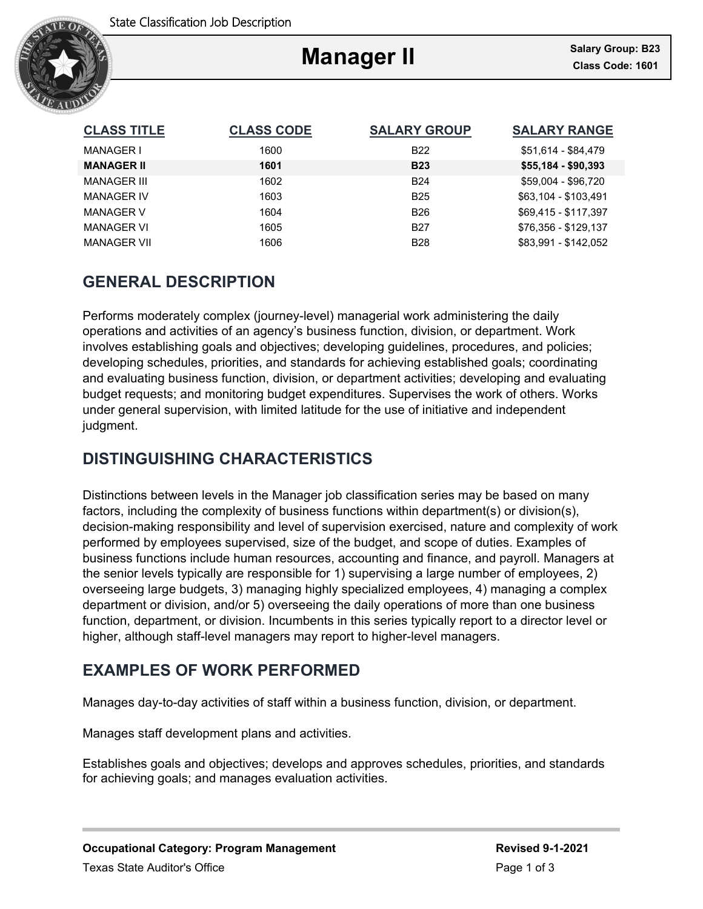State Classification Job Description

# Manager II

**Salary Group: B23**
**Class Code: 1601**

| CLASS TITLE | CLASS CODE | SALARY GROUP | SALARY RANGE |
|---|---|---|---|
| MANAGER I | 1600 | B22 | $51,614 - $84,479 |
| **MANAGER II** | **1601** | **B23** | **$55,184 - $90,393** |
| MANAGER III | 1602 | B24 | $59,004 - $96,720 |
| MANAGER IV | 1603 | B25 | $63,104 - $103,491 |
| MANAGER V | 1604 | B26 | $69,415 - $117,397 |
| MANAGER VI | 1605 | B27 | $76,356 - $129,137 |
| MANAGER VII | 1606 | B28 | $83,991 - $142,052 |

## GENERAL DESCRIPTION

Performs moderately complex (journey-level) managerial work administering the daily operations and activities of an agency's business function, division, or department. Work involves establishing goals and objectives; developing guidelines, procedures, and policies; developing schedules, priorities, and standards for achieving established goals; coordinating and evaluating business function, division, or department activities; developing and evaluating budget requests; and monitoring budget expenditures. Supervises the work of others. Works under general supervision, with limited latitude for the use of initiative and independent judgment.

## DISTINGUISHING CHARACTERISTICS

Distinctions between levels in the Manager job classification series may be based on many factors, including the complexity of business functions within department(s) or division(s), decision-making responsibility and level of supervision exercised, nature and complexity of work performed by employees supervised, size of the budget, and scope of duties. Examples of business functions include human resources, accounting and finance, and payroll. Managers at the senior levels typically are responsible for 1) supervising a large number of employees, 2) overseeing large budgets, 3) managing highly specialized employees, 4) managing a complex department or division, and/or 5) overseeing the daily operations of more than one business function, department, or division. Incumbents in this series typically report to a director level or higher, although staff-level managers may report to higher-level managers.

## EXAMPLES OF WORK PERFORMED

Manages day-to-day activities of staff within a business function, division, or department.

Manages staff development plans and activities.

Establishes goals and objectives; develops and approves schedules, priorities, and standards for achieving goals; and manages evaluation activities.

**Occupational Category: Program Management** **Revised 9-1-2021**

Texas State Auditor's Office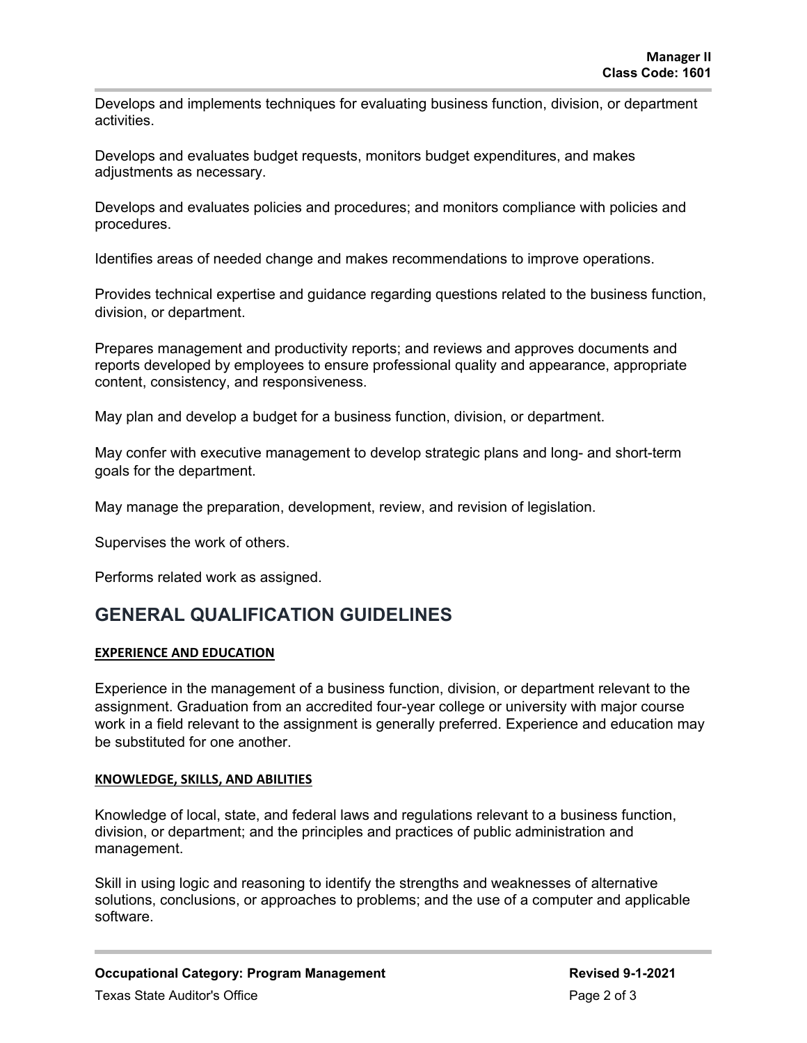Develops and implements techniques for evaluating business function, division, or department activities.

Develops and evaluates budget requests, monitors budget expenditures, and makes adjustments as necessary.

Develops and evaluates policies and procedures; and monitors compliance with policies and procedures.

Identifies areas of needed change and makes recommendations to improve operations.

Provides technical expertise and guidance regarding questions related to the business function, division, or department.

Prepares management and productivity reports; and reviews and approves documents and reports developed by employees to ensure professional quality and appearance, appropriate content, consistency, and responsiveness.

May plan and develop a budget for a business function, division, or department.

May confer with executive management to develop strategic plans and long- and short-term goals for the department.

May manage the preparation, development, review, and revision of legislation.

Supervises the work of others.

Performs related work as assigned.

## GENERAL QUALIFICATION GUIDELINES

### EXPERIENCE AND EDUCATION

Experience in the management of a business function, division, or department relevant to the assignment. Graduation from an accredited four-year college or university with major course work in a field relevant to the assignment is generally preferred. Experience and education may be substituted for one another.

### KNOWLEDGE, SKILLS, AND ABILITIES

Knowledge of local, state, and federal laws and regulations relevant to a business function, division, or department; and the principles and practices of public administration and management.

Skill in using logic and reasoning to identify the strengths and weaknesses of alternative solutions, conclusions, or approaches to problems; and the use of a computer and applicable software.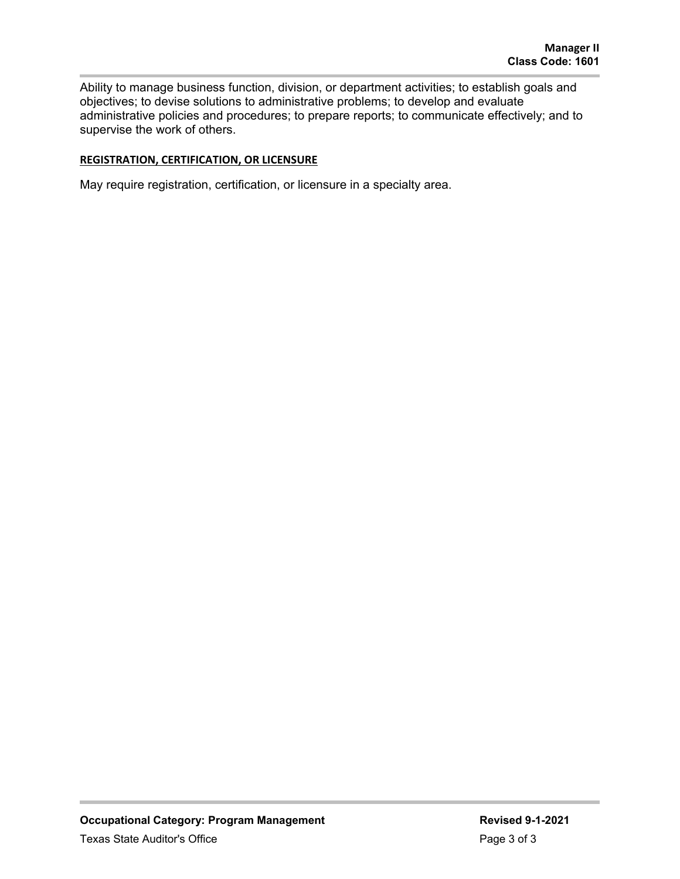Ability to manage business function, division, or department activities; to establish goals and objectives; to devise solutions to administrative problems; to develop and evaluate administrative policies and procedures; to prepare reports; to communicate effectively; and to supervise the work of others.

### REGISTRATION, CERTIFICATION, OR LICENSURE

May require registration, certification, or licensure in a specialty area.